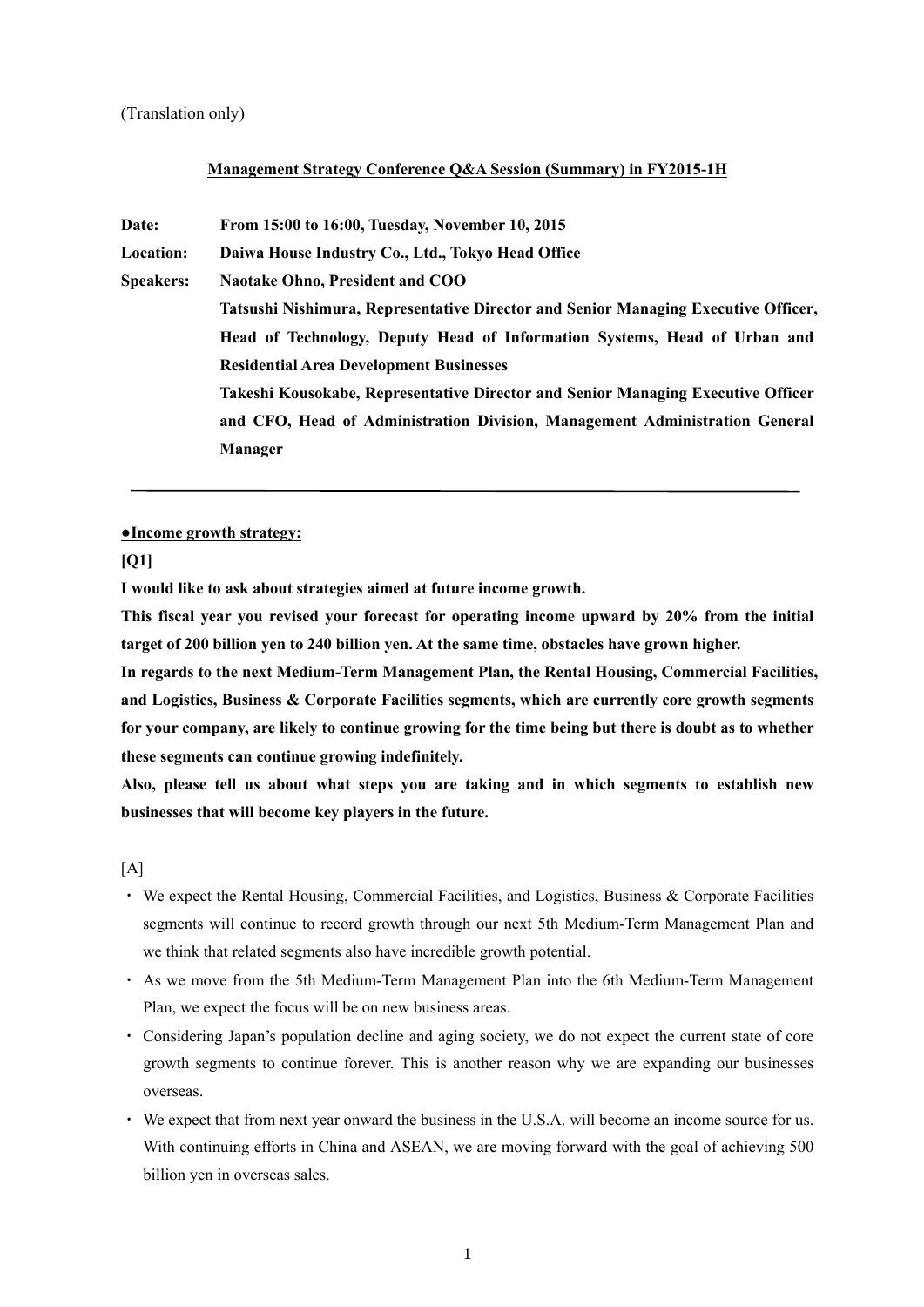(Translation only)

## Management Strategy Conference Q&A Session (Summary) in FY2015-1H

**Date:** From 15:00 to 16:00, Tuesday, November 10, 2015

**Location:** Daiwa House Industry Co., Ltd., Tokyo Head Office

**Speakers:** Naotake Ohno, President and COO

Tatsushi Nishimura, Representative Director and Senior Managing Executive Officer, Head of Technology, Deputy Head of Information Systems, Head of Urban and Residential Area Development Businesses

Takeshi Kousokabe, Representative Director and Senior Managing Executive Officer and CFO, Head of Administration Division, Management Administration General Manager

---

### ●Income growth strategy:

**[Q1]**

**I would like to ask about strategies aimed at future income growth.**

**This fiscal year you revised your forecast for operating income upward by 20% from the initial target of 200 billion yen to 240 billion yen. At the same time, obstacles have grown higher.**

**In regards to the next Medium-Term Management Plan, the Rental Housing, Commercial Facilities, and Logistics, Business & Corporate Facilities segments, which are currently core growth segments for your company, are likely to continue growing for the time being but there is doubt as to whether these segments can continue growing indefinitely.**

**Also, please tell us about what steps you are taking and in which segments to establish new businesses that will become key players in the future.**

[A]

- We expect the Rental Housing, Commercial Facilities, and Logistics, Business & Corporate Facilities segments will continue to record growth through our next 5th Medium-Term Management Plan and we think that related segments also have incredible growth potential.
- As we move from the 5th Medium-Term Management Plan into the 6th Medium-Term Management Plan, we expect the focus will be on new business areas.
- Considering Japan's population decline and aging society, we do not expect the current state of core growth segments to continue forever. This is another reason why we are expanding our businesses overseas.
- We expect that from next year onward the business in the U.S.A. will become an income source for us. With continuing efforts in China and ASEAN, we are moving forward with the goal of achieving 500 billion yen in overseas sales.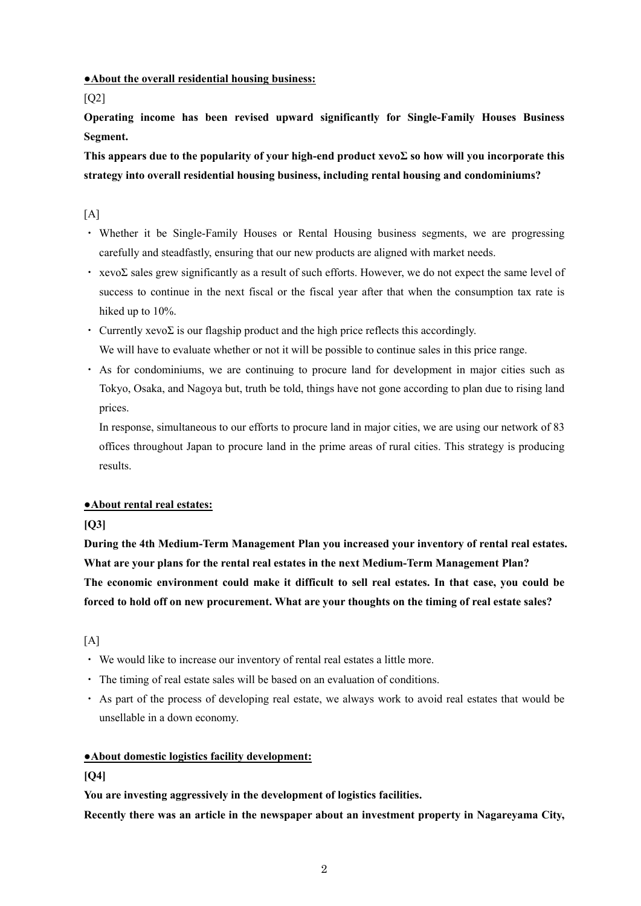**●About the overall residential housing business:**

[Q2]

**Operating income has been revised upward significantly for Single-Family Houses Business Segment.**

**This appears due to the popularity of your high-end product xevoΣ so how will you incorporate this strategy into overall residential housing business, including rental housing and condominiums?**

[A]

- Whether it be Single-Family Houses or Rental Housing business segments, we are progressing carefully and steadfastly, ensuring that our new products are aligned with market needs.
- xevoΣ sales grew significantly as a result of such efforts. However, we do not expect the same level of success to continue in the next fiscal or the fiscal year after that when the consumption tax rate is hiked up to 10%.
- Currently xevoΣ is our flagship product and the high price reflects this accordingly.
  We will have to evaluate whether or not it will be possible to continue sales in this price range.
- As for condominiums, we are continuing to procure land for development in major cities such as Tokyo, Osaka, and Nagoya but, truth be told, things have not gone according to plan due to rising land prices.
  In response, simultaneous to our efforts to procure land in major cities, we are using our network of 83 offices throughout Japan to procure land in the prime areas of rural cities. This strategy is producing results.

**●About rental real estates:**

**[Q3]**

**During the 4th Medium-Term Management Plan you increased your inventory of rental real estates. What are your plans for the rental real estates in the next Medium-Term Management Plan?**
**The economic environment could make it difficult to sell real estates. In that case, you could be forced to hold off on new procurement. What are your thoughts on the timing of real estate sales?**

[A]

- We would like to increase our inventory of rental real estates a little more.
- The timing of real estate sales will be based on an evaluation of conditions.
- As part of the process of developing real estate, we always work to avoid real estates that would be unsellable in a down economy.

**●About domestic logistics facility development:**

**[Q4]**

**You are investing aggressively in the development of logistics facilities.**
**Recently there was an article in the newspaper about an investment property in Nagareyama City,**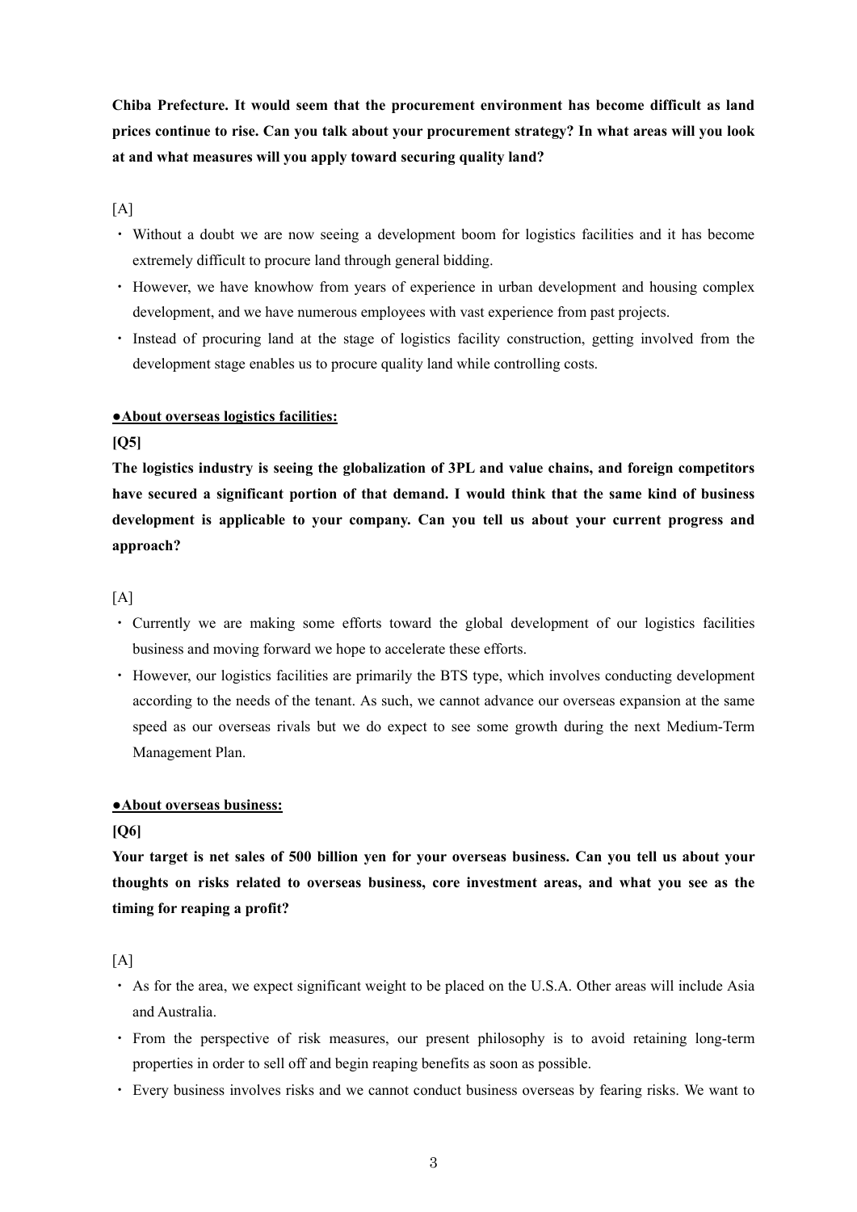**Chiba Prefecture. It would seem that the procurement environment has become difficult as land prices continue to rise. Can you talk about your procurement strategy? In what areas will you look at and what measures will you apply toward securing quality land?**

[A]

- Without a doubt we are now seeing a development boom for logistics facilities and it has become extremely difficult to procure land through general bidding.
- However, we have knowhow from years of experience in urban development and housing complex development, and we have numerous employees with vast experience from past projects.
- Instead of procuring land at the stage of logistics facility construction, getting involved from the development stage enables us to procure quality land while controlling costs.

**●About overseas logistics facilities:**

**[Q5]**

**The logistics industry is seeing the globalization of 3PL and value chains, and foreign competitors have secured a significant portion of that demand. I would think that the same kind of business development is applicable to your company. Can you tell us about your current progress and approach?**

[A]

- Currently we are making some efforts toward the global development of our logistics facilities business and moving forward we hope to accelerate these efforts.
- However, our logistics facilities are primarily the BTS type, which involves conducting development according to the needs of the tenant. As such, we cannot advance our overseas expansion at the same speed as our overseas rivals but we do expect to see some growth during the next Medium-Term Management Plan.

**●About overseas business:**

**[Q6]**

**Your target is net sales of 500 billion yen for your overseas business. Can you tell us about your thoughts on risks related to overseas business, core investment areas, and what you see as the timing for reaping a profit?**

[A]

- As for the area, we expect significant weight to be placed on the U.S.A. Other areas will include Asia and Australia.
- From the perspective of risk measures, our present philosophy is to avoid retaining long-term properties in order to sell off and begin reaping benefits as soon as possible.
- Every business involves risks and we cannot conduct business overseas by fearing risks. We want to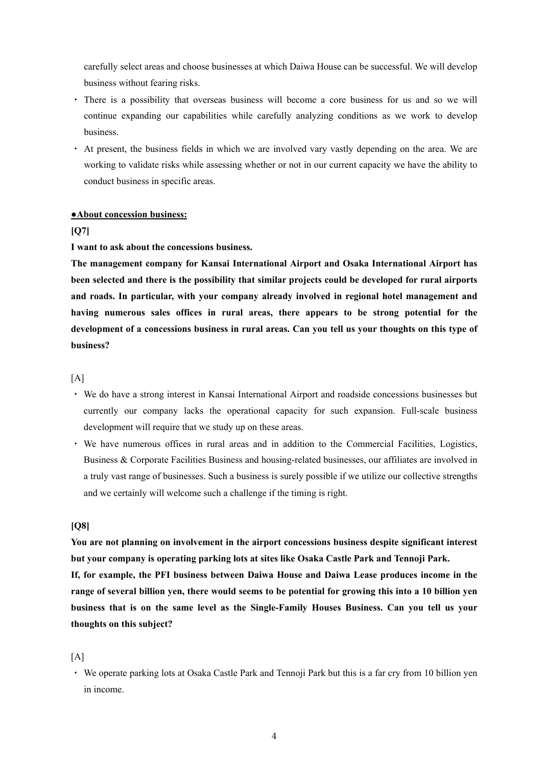carefully select areas and choose businesses at which Daiwa House can be successful. We will develop business without fearing risks.

- There is a possibility that overseas business will become a core business for us and so we will continue expanding our capabilities while carefully analyzing conditions as we work to develop business.
- At present, the business fields in which we are involved vary vastly depending on the area. We are working to validate risks while assessing whether or not in our current capacity we have the ability to conduct business in specific areas.

**●About concession business:**

**[Q7]**

**I want to ask about the concessions business.**

**The management company for Kansai International Airport and Osaka International Airport has been selected and there is the possibility that similar projects could be developed for rural airports and roads. In particular, with your company already involved in regional hotel management and having numerous sales offices in rural areas, there appears to be strong potential for the development of a concessions business in rural areas. Can you tell us your thoughts on this type of business?**

[A]

- We do have a strong interest in Kansai International Airport and roadside concessions businesses but currently our company lacks the operational capacity for such expansion. Full-scale business development will require that we study up on these areas.
- We have numerous offices in rural areas and in addition to the Commercial Facilities, Logistics, Business & Corporate Facilities Business and housing-related businesses, our affiliates are involved in a truly vast range of businesses. Such a business is surely possible if we utilize our collective strengths and we certainly will welcome such a challenge if the timing is right.

**[Q8]**

**You are not planning on involvement in the airport concessions business despite significant interest but your company is operating parking lots at sites like Osaka Castle Park and Tennoji Park.**

**If, for example, the PFI business between Daiwa House and Daiwa Lease produces income in the range of several billion yen, there would seems to be potential for growing this into a 10 billion yen business that is on the same level as the Single-Family Houses Business. Can you tell us your thoughts on this subject?**

[A]

- We operate parking lots at Osaka Castle Park and Tennoji Park but this is a far cry from 10 billion yen in income.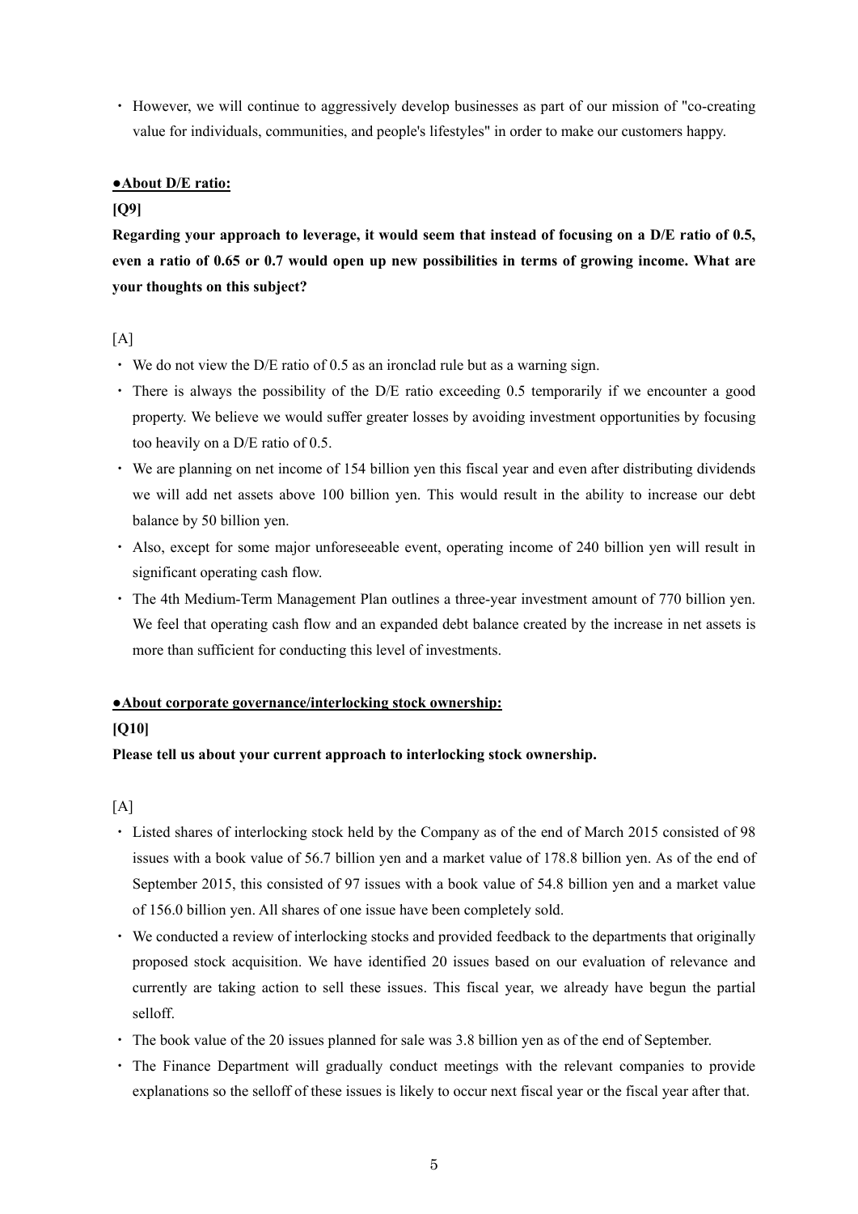- However, we will continue to aggressively develop businesses as part of our mission of "co-creating value for individuals, communities, and people's lifestyles" in order to make our customers happy.

**●About D/E ratio:**

**[Q9]**

**Regarding your approach to leverage, it would seem that instead of focusing on a D/E ratio of 0.5, even a ratio of 0.65 or 0.7 would open up new possibilities in terms of growing income. What are your thoughts on this subject?**

[A]

- We do not view the D/E ratio of 0.5 as an ironclad rule but as a warning sign.
- There is always the possibility of the D/E ratio exceeding 0.5 temporarily if we encounter a good property. We believe we would suffer greater losses by avoiding investment opportunities by focusing too heavily on a D/E ratio of 0.5.
- We are planning on net income of 154 billion yen this fiscal year and even after distributing dividends we will add net assets above 100 billion yen. This would result in the ability to increase our debt balance by 50 billion yen.
- Also, except for some major unforeseeable event, operating income of 240 billion yen will result in significant operating cash flow.
- The 4th Medium-Term Management Plan outlines a three-year investment amount of 770 billion yen. We feel that operating cash flow and an expanded debt balance created by the increase in net assets is more than sufficient for conducting this level of investments.

**●About corporate governance/interlocking stock ownership:**

**[Q10]**

**Please tell us about your current approach to interlocking stock ownership.**

[A]

- Listed shares of interlocking stock held by the Company as of the end of March 2015 consisted of 98 issues with a book value of 56.7 billion yen and a market value of 178.8 billion yen. As of the end of September 2015, this consisted of 97 issues with a book value of 54.8 billion yen and a market value of 156.0 billion yen. All shares of one issue have been completely sold.
- We conducted a review of interlocking stocks and provided feedback to the departments that originally proposed stock acquisition. We have identified 20 issues based on our evaluation of relevance and currently are taking action to sell these issues. This fiscal year, we already have begun the partial selloff.
- The book value of the 20 issues planned for sale was 3.8 billion yen as of the end of September.
- The Finance Department will gradually conduct meetings with the relevant companies to provide explanations so the selloff of these issues is likely to occur next fiscal year or the fiscal year after that.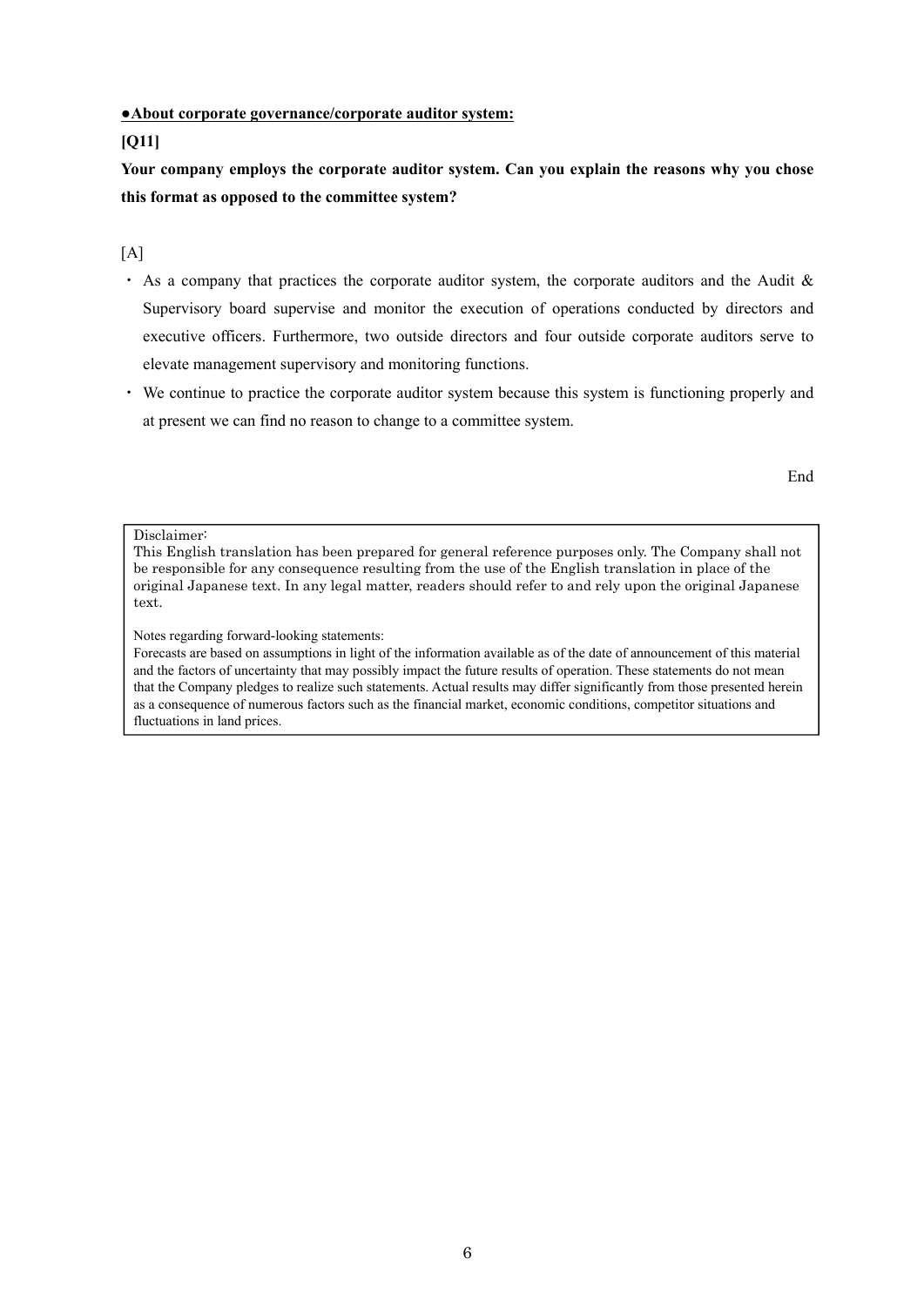**●About corporate governance/corporate auditor system:**

**[Q11]**

**Your company employs the corporate auditor system. Can you explain the reasons why you chose this format as opposed to the committee system?**

[A]

- As a company that practices the corporate auditor system, the corporate auditors and the Audit & Supervisory board supervise and monitor the execution of operations conducted by directors and executive officers. Furthermore, two outside directors and four outside corporate auditors serve to elevate management supervisory and monitoring functions.
- We continue to practice the corporate auditor system because this system is functioning properly and at present we can find no reason to change to a committee system.

End

Disclaimer:
This English translation has been prepared for general reference purposes only. The Company shall not be responsible for any consequence resulting from the use of the English translation in place of the original Japanese text. In any legal matter, readers should refer to and rely upon the original Japanese text.

Notes regarding forward-looking statements:
Forecasts are based on assumptions in light of the information available as of the date of announcement of this material and the factors of uncertainty that may possibly impact the future results of operation. These statements do not mean that the Company pledges to realize such statements. Actual results may differ significantly from those presented herein as a consequence of numerous factors such as the financial market, economic conditions, competitor situations and fluctuations in land prices.